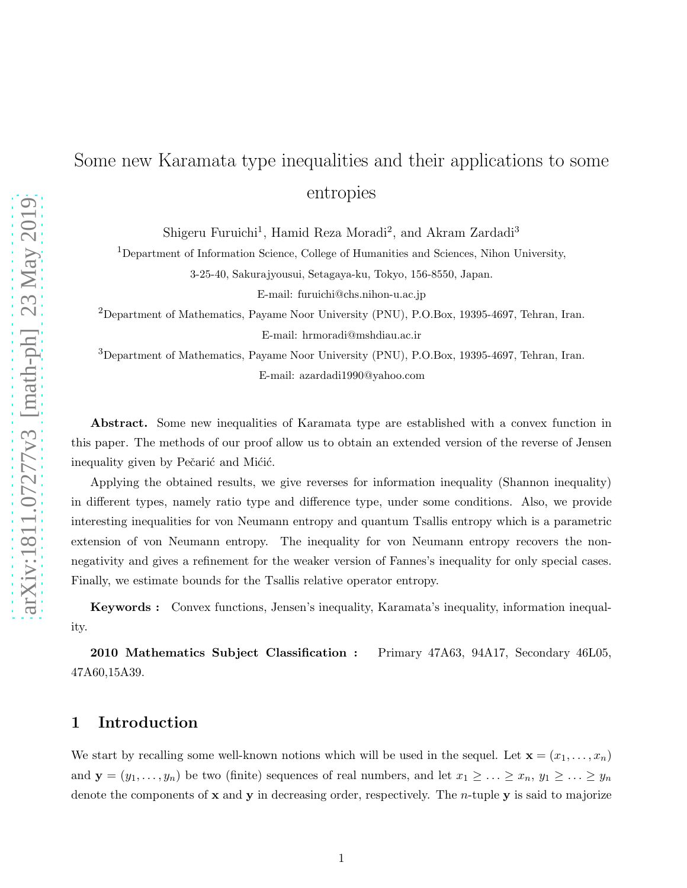# Some new Karamata type inequalities and their applications to some entropies

Shigeru Furuichi[1], Hamid Reza Moradi[2], and Akram Zardadi[3]

[1]Department of Information Science, College of Humanities and Sciences, Nihon University, 3-25-40, Sakurajyousui, Setagaya-ku, Tokyo, 156-8550, Japan.
E-mail: furuichi@chs.nihon-u.ac.jp

[2]Department of Mathematics, Payame Noor University (PNU), P.O.Box, 19395-4697, Tehran, Iran.
E-mail: hrmoradi@mshdiau.ac.ir

[3]Department of Mathematics, Payame Noor University (PNU), P.O.Box, 19395-4697, Tehran, Iran.
E-mail: azardadi1990@yahoo.com

**Abstract.** Some new inequalities of Karamata type are established with a convex function in this paper. The methods of our proof allow us to obtain an extended version of the reverse of Jensen inequality given by Pečarić and Mićić.

Applying the obtained results, we give reverses for information inequality (Shannon inequality) in different types, namely ratio type and difference type, under some conditions. Also, we provide interesting inequalities for von Neumann entropy and quantum Tsallis entropy which is a parametric extension of von Neumann entropy. The inequality for von Neumann entropy recovers the non-negativity and gives a refinement for the weaker version of Fannes's inequality for only special cases. Finally, we estimate bounds for the Tsallis relative operator entropy.

**Keywords :** Convex functions, Jensen's inequality, Karamata's inequality, information inequality.

**2010 Mathematics Subject Classification :** Primary 47A63, 94A17, Secondary 46L05, 47A60,15A39.

## 1 Introduction

We start by recalling some well-known notions which will be used in the sequel. Let $\mathbf{x} = (x_1, \ldots, x_n)$ and $\mathbf{y} = (y_1, \ldots, y_n)$ be two (finite) sequences of real numbers, and let $x_1 \geq \ldots \geq x_n$, $y_1 \geq \ldots \geq y_n$ denote the components of $\mathbf{x}$ and $\mathbf{y}$ in decreasing order, respectively. The $n$-tuple $\mathbf{y}$ is said to majorize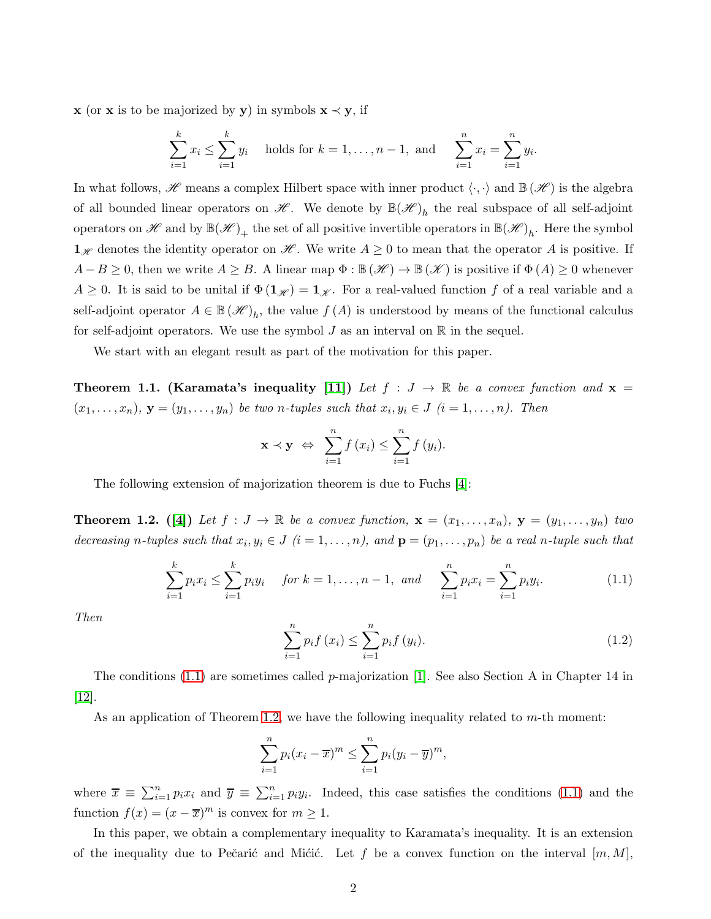$\mathbf{x}$ (or $\mathbf{x}$ is to be majorized by $\mathbf{y}$) in symbols $\mathbf{x} \prec \mathbf{y}$, if

$$\sum_{i=1}^{k} x_i \leq \sum_{i=1}^{k} y_i \quad \text{holds for } k = 1, \ldots, n-1, \text{ and } \quad \sum_{i=1}^{n} x_i = \sum_{i=1}^{n} y_i.$$

In what follows, $\mathscr{H}$ means a complex Hilbert space with inner product $\langle \cdot, \cdot \rangle$ and $\mathbb{B}(\mathscr{H})$ is the algebra of all bounded linear operators on $\mathscr{H}$. We denote by $\mathbb{B}(\mathscr{H})_h$ the real subspace of all self-adjoint operators on $\mathscr{H}$ and by $\mathbb{B}(\mathscr{H})_+$ the set of all positive invertible operators in $\mathbb{B}(\mathscr{H})_h$. Here the symbol $\mathbf{1}_{\mathscr{H}}$ denotes the identity operator on $\mathscr{H}$. We write $A \geq 0$ to mean that the operator $A$ is positive. If $A - B \geq 0$, then we write $A \geq B$. A linear map $\Phi : \mathbb{B}(\mathscr{H}) \to \mathbb{B}(\mathscr{K})$ is positive if $\Phi(A) \geq 0$ whenever $A \geq 0$. It is said to be unital if $\Phi(\mathbf{1}_{\mathscr{H}}) = \mathbf{1}_{\mathscr{K}}$. For a real-valued function $f$ of a real variable and a self-adjoint operator $A \in \mathbb{B}(\mathscr{H})_h$, the value $f(A)$ is understood by means of the functional calculus for self-adjoint operators. We use the symbol $J$ as an interval on $\mathbb{R}$ in the sequel.

We start with an elegant result as part of the motivation for this paper.

**Theorem 1.1. (Karamata's inequality [11])** *Let $f : J \to \mathbb{R}$ be a convex function and $\mathbf{x} = (x_1, \ldots, x_n)$, $\mathbf{y} = (y_1, \ldots, y_n)$ be two $n$-tuples such that $x_i, y_i \in J$ $(i = 1, \ldots, n)$. Then*

$$\mathbf{x} \prec \mathbf{y} \;\Leftrightarrow\; \sum_{i=1}^{n} f(x_i) \leq \sum_{i=1}^{n} f(y_i).$$

The following extension of majorization theorem is due to Fuchs [4]:

**Theorem 1.2. ([4])** *Let $f : J \to \mathbb{R}$ be a convex function, $\mathbf{x} = (x_1, \ldots, x_n)$, $\mathbf{y} = (y_1, \ldots, y_n)$ two decreasing $n$-tuples such that $x_i, y_i \in J$ $(i = 1, \ldots, n)$, and $\mathbf{p} = (p_1, \ldots, p_n)$ be a real $n$-tuple such that*

$$\sum_{i=1}^{k} p_i x_i \leq \sum_{i=1}^{k} p_i y_i \quad \text{for } k = 1, \ldots, n-1, \text{ and } \quad \sum_{i=1}^{n} p_i x_i = \sum_{i=1}^{n} p_i y_i. \tag{1.1}$$

*Then*

$$\sum_{i=1}^{n} p_i f(x_i) \leq \sum_{i=1}^{n} p_i f(y_i). \tag{1.2}$$

The conditions (1.1) are sometimes called $p$-majorization [1]. See also Section A in Chapter 14 in [12].

As an application of Theorem 1.2, we have the following inequality related to $m$-th moment:

$$\sum_{i=1}^{n} p_i (x_i - \overline{x})^m \leq \sum_{i=1}^{n} p_i (y_i - \overline{y})^m,$$

where $\overline{x} \equiv \sum_{i=1}^{n} p_i x_i$ and $\overline{y} \equiv \sum_{i=1}^{n} p_i y_i$. Indeed, this case satisfies the conditions (1.1) and the function $f(x) = (x - \overline{x})^m$ is convex for $m \geq 1$.

In this paper, we obtain a complementary inequality to Karamata's inequality. It is an extension of the inequality due to Pečarić and Mićić. Let $f$ be a convex function on the interval $[m, M]$,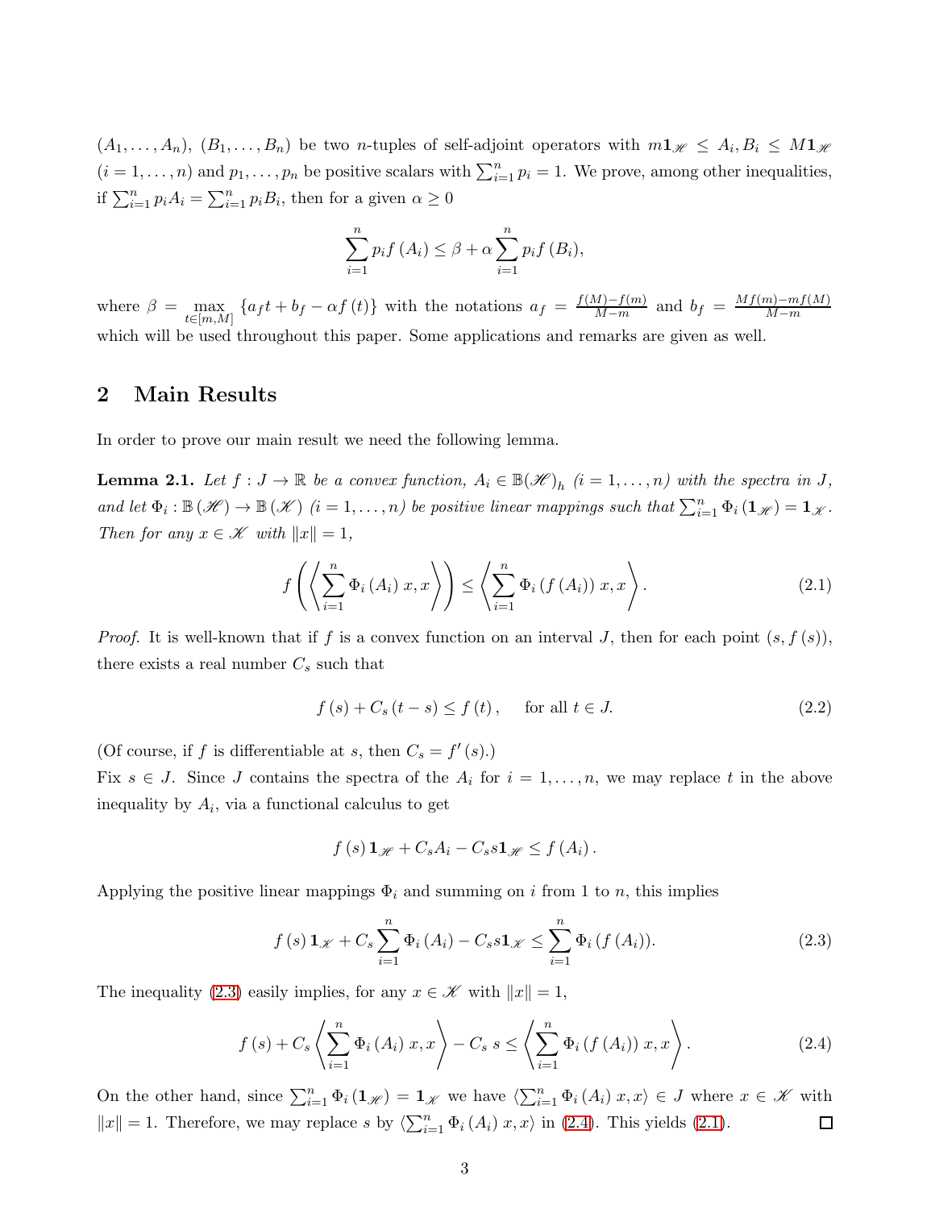$(A_1, \ldots, A_n)$, $(B_1, \ldots, B_n)$ be two $n$-tuples of self-adjoint operators with $m\mathbf{1}_{\mathscr{H}} \leq A_i, B_i \leq M\mathbf{1}_{\mathscr{H}}$ $(i = 1, \ldots, n)$ and $p_1, \ldots, p_n$ be positive scalars with $\sum_{i=1}^{n} p_i = 1$. We prove, among other inequalities, if $\sum_{i=1}^{n} p_i A_i = \sum_{i=1}^{n} p_i B_i$, then for a given $\alpha \geq 0$

$$\sum_{i=1}^{n} p_i f(A_i) \leq \beta + \alpha \sum_{i=1}^{n} p_i f(B_i),$$

where $\beta = \max_{t \in [m,M]} \{a_f t + b_f - \alpha f(t)\}$ with the notations $a_f = \frac{f(M)-f(m)}{M-m}$ and $b_f = \frac{Mf(m)-mf(M)}{M-m}$ which will be used throughout this paper. Some applications and remarks are given as well.

## 2 Main Results

In order to prove our main result we need the following lemma.

**Lemma 2.1.** *Let $f : J \to \mathbb{R}$ be a convex function, $A_i \in \mathbb{B}(\mathscr{H})_h$ $(i = 1, \ldots, n)$ with the spectra in $J$, and let $\Phi_i : \mathbb{B}(\mathscr{H}) \to \mathbb{B}(\mathscr{K})$ $(i = 1, \ldots, n)$ be positive linear mappings such that $\sum_{i=1}^{n} \Phi_i(\mathbf{1}_{\mathscr{H}}) = \mathbf{1}_{\mathscr{K}}$. Then for any $x \in \mathscr{K}$ with $\|x\| = 1$,*

$$f\left(\left\langle \sum_{i=1}^{n} \Phi_i(A_i)\, x, x \right\rangle\right) \leq \left\langle \sum_{i=1}^{n} \Phi_i(f(A_i))\, x, x \right\rangle. \tag{2.1}$$

*Proof.* It is well-known that if $f$ is a convex function on an interval $J$, then for each point $(s, f(s))$, there exists a real number $C_s$ such that

$$f(s) + C_s(t - s) \leq f(t), \quad \text{for all } t \in J. \tag{2.2}$$

(Of course, if $f$ is differentiable at $s$, then $C_s = f'(s)$.)
Fix $s \in J$. Since $J$ contains the spectra of the $A_i$ for $i = 1, \ldots, n$, we may replace $t$ in the above inequality by $A_i$, via a functional calculus to get

$$f(s)\mathbf{1}_{\mathscr{H}} + C_s A_i - C_s s \mathbf{1}_{\mathscr{H}} \leq f(A_i).$$

Applying the positive linear mappings $\Phi_i$ and summing on $i$ from 1 to $n$, this implies

$$f(s)\mathbf{1}_{\mathscr{K}} + C_s \sum_{i=1}^{n} \Phi_i(A_i) - C_s s \mathbf{1}_{\mathscr{K}} \leq \sum_{i=1}^{n} \Phi_i(f(A_i)). \tag{2.3}$$

The inequality (2.3) easily implies, for any $x \in \mathscr{K}$ with $\|x\| = 1$,

$$f(s) + C_s \left\langle \sum_{i=1}^{n} \Phi_i(A_i)\, x, x \right\rangle - C_s\, s \leq \left\langle \sum_{i=1}^{n} \Phi_i(f(A_i))\, x, x \right\rangle. \tag{2.4}$$

On the other hand, since $\sum_{i=1}^{n} \Phi_i(\mathbf{1}_{\mathscr{H}}) = \mathbf{1}_{\mathscr{K}}$ we have $\langle \sum_{i=1}^{n} \Phi_i(A_i)\, x, x \rangle \in J$ where $x \in \mathscr{K}$ with $\|x\| = 1$. Therefore, we may replace $s$ by $\langle \sum_{i=1}^{n} \Phi_i(A_i)\, x, x \rangle$ in (2.4). This yields (2.1). ∎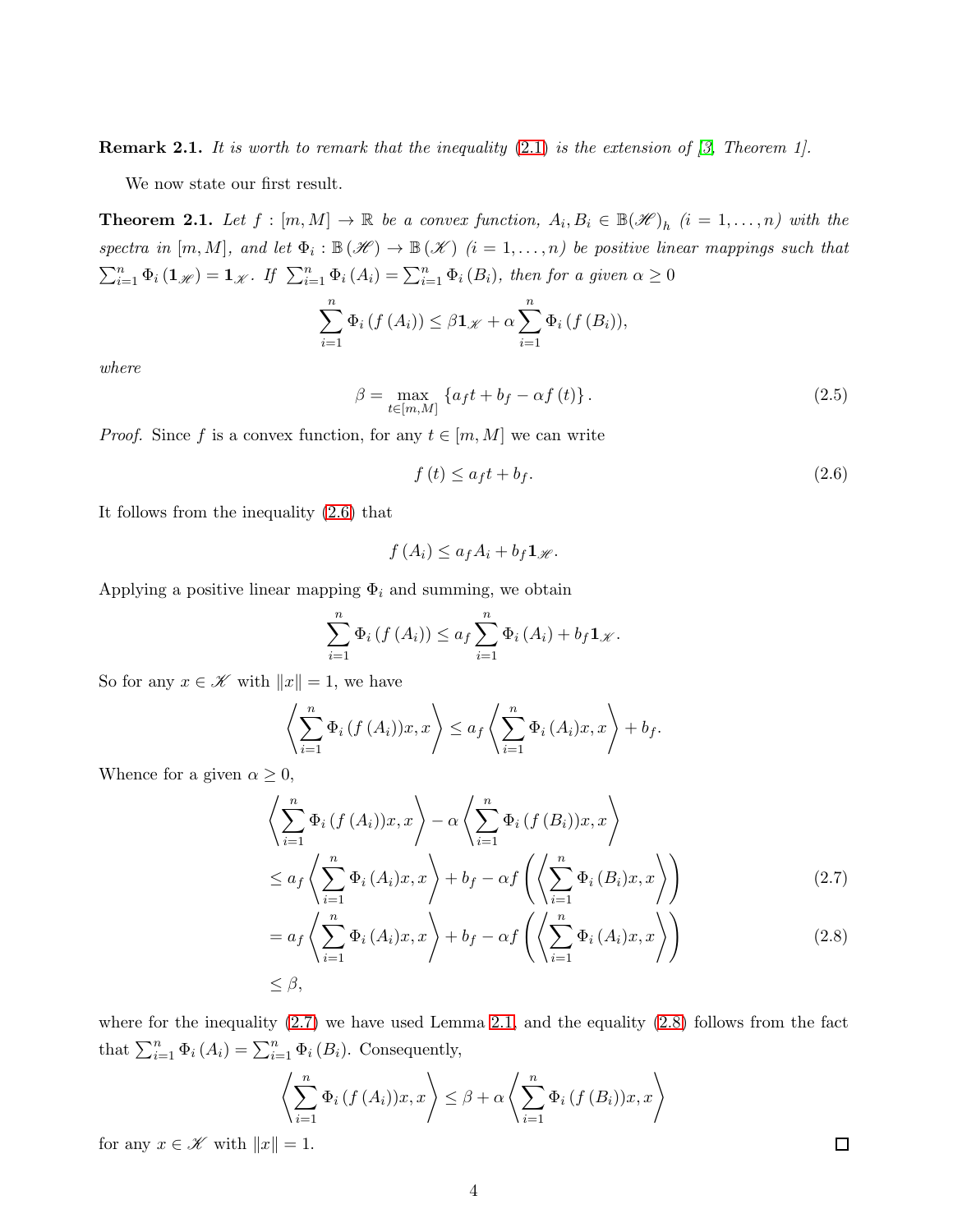**Remark 2.1.** *It is worth to remark that the inequality (2.1) is the extension of [3, Theorem 1].*

We now state our first result.

**Theorem 2.1.** *Let $f : [m, M] \to \mathbb{R}$ be a convex function, $A_i, B_i \in \mathbb{B}(\mathscr{H})_h$ $(i = 1, \ldots, n)$ with the spectra in $[m, M]$, and let $\Phi_i : \mathbb{B}(\mathscr{H}) \to \mathbb{B}(\mathscr{K})$ $(i = 1, \ldots, n)$ be positive linear mappings such that $\sum_{i=1}^{n} \Phi_i(\mathbf{1}_{\mathscr{H}}) = \mathbf{1}_{\mathscr{K}}$. If $\sum_{i=1}^{n} \Phi_i(A_i) = \sum_{i=1}^{n} \Phi_i(B_i)$, then for a given $\alpha \geq 0$*

$$\sum_{i=1}^{n} \Phi_i(f(A_i)) \leq \beta \mathbf{1}_{\mathscr{K}} + \alpha \sum_{i=1}^{n} \Phi_i(f(B_i)),$$

*where*

$$\beta = \max_{t \in [m,M]} \{a_f t + b_f - \alpha f(t)\}. \tag{2.5}$$

*Proof.* Since $f$ is a convex function, for any $t \in [m, M]$ we can write

$$f(t) \leq a_f t + b_f. \tag{2.6}$$

It follows from the inequality (2.6) that

$$f(A_i) \leq a_f A_i + b_f \mathbf{1}_{\mathscr{H}}.$$

Applying a positive linear mapping $\Phi_i$ and summing, we obtain

$$\sum_{i=1}^{n} \Phi_i(f(A_i)) \leq a_f \sum_{i=1}^{n} \Phi_i(A_i) + b_f \mathbf{1}_{\mathscr{K}}.$$

So for any $x \in \mathscr{K}$ with $\|x\| = 1$, we have

$$\left\langle \sum_{i=1}^{n} \Phi_i(f(A_i))x, x \right\rangle \leq a_f \left\langle \sum_{i=1}^{n} \Phi_i(A_i)x, x \right\rangle + b_f.$$

Whence for a given $\alpha \geq 0$,

$$\begin{aligned}
&\left\langle \sum_{i=1}^{n} \Phi_i(f(A_i))x, x \right\rangle - \alpha \left\langle \sum_{i=1}^{n} \Phi_i(f(B_i))x, x \right\rangle \\
&\leq a_f \left\langle \sum_{i=1}^{n} \Phi_i(A_i)x, x \right\rangle + b_f - \alpha f\left( \left\langle \sum_{i=1}^{n} \Phi_i(B_i)x, x \right\rangle \right) \qquad (2.7) \\
&= a_f \left\langle \sum_{i=1}^{n} \Phi_i(A_i)x, x \right\rangle + b_f - \alpha f\left( \left\langle \sum_{i=1}^{n} \Phi_i(A_i)x, x \right\rangle \right) \qquad (2.8) \\
&\leq \beta,
\end{aligned}$$

where for the inequality (2.7) we have used Lemma 2.1, and the equality (2.8) follows from the fact that $\sum_{i=1}^{n} \Phi_i(A_i) = \sum_{i=1}^{n} \Phi_i(B_i)$. Consequently,

$$\left\langle \sum_{i=1}^{n} \Phi_i(f(A_i))x, x \right\rangle \leq \beta + \alpha \left\langle \sum_{i=1}^{n} \Phi_i(f(B_i))x, x \right\rangle$$

for any $x \in \mathscr{K}$ with $\|x\| = 1$. $\square$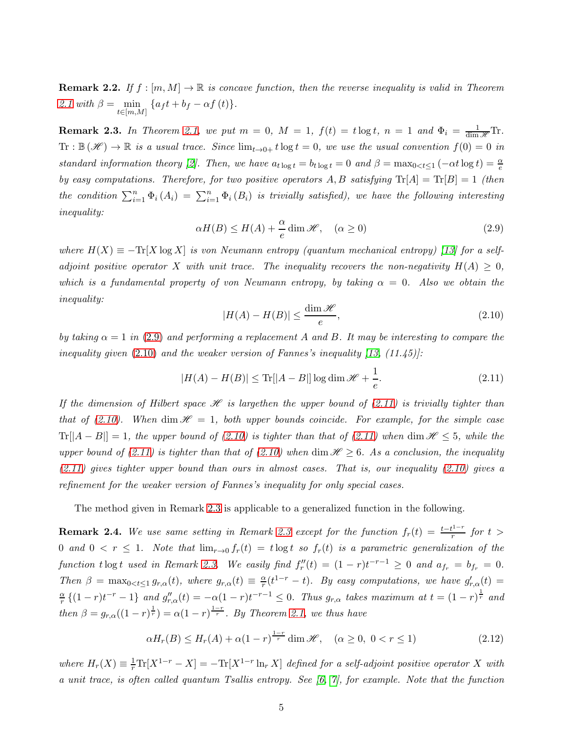**Remark 2.2.** *If $f : [m, M] \to \mathbb{R}$ is concave function, then the reverse inequality is valid in Theorem 2.1 with $\beta = \min_{t \in [m,M]} \{a_f t + b_f - \alpha f(t)\}$.*

**Remark 2.3.** *In Theorem 2.1, we put $m = 0$, $M = 1$, $f(t) = t \log t$, $n = 1$ and $\Phi_i = \frac{1}{\dim \mathscr{H}} \mathrm{Tr}$. $\mathrm{Tr} : \mathbb{B}(\mathscr{H}) \to \mathbb{R}$ is a usual trace. Since $\lim_{t \to 0+} t \log t = 0$, we use the usual convention $f(0) = 0$ in standard information theory [2]. Then, we have $a_{t \log t} = b_{t \log t} = 0$ and $\beta = \max_{0 < t \le 1} (-\alpha t \log t) = \frac{\alpha}{e}$ by easy computations. Therefore, for two positive operators $A, B$ satisfying $\mathrm{Tr}[A] = \mathrm{Tr}[B] = 1$ (then the condition $\sum_{i=1}^{n} \Phi_i(A_i) = \sum_{i=1}^{n} \Phi_i(B_i)$ is trivially satisfied), we have the following interesting inequality:*

$$\alpha H(B) \le H(A) + \frac{\alpha}{e} \dim \mathscr{H}, \quad (\alpha \ge 0) \tag{2.9}$$

*where $H(X) \equiv -\mathrm{Tr}[X \log X]$ is von Neumann entropy (quantum mechanical entropy) [13] for a self-adjoint positive operator $X$ with unit trace. The inequality recovers the non-negativity $H(A) \ge 0$, which is a fundamental property of von Neumann entropy, by taking $\alpha = 0$. Also we obtain the inequality:*

$$|H(A) - H(B)| \le \frac{\dim \mathscr{H}}{e}, \tag{2.10}$$

*by taking $\alpha = 1$ in (2.9) and performing a replacement $A$ and $B$. It may be interesting to compare the inequality given (2.10) and the weaker version of Fannes's inequality [13, (11.45)]:*

$$|H(A) - H(B)| \le \mathrm{Tr}[|A - B|] \log \dim \mathscr{H} + \frac{1}{e}. \tag{2.11}$$

*If the dimension of Hilbert space $\mathscr{H}$ is largethen the upper bound of (2.11) is trivially tighter than that of (2.10). When $\dim \mathscr{H} = 1$, both upper bounds coincide. For example, for the simple case $\mathrm{Tr}[|A - B|] = 1$, the upper bound of (2.10) is tighter than that of (2.11) when $\dim \mathscr{H} \le 5$, while the upper bound of (2.11) is tighter than that of (2.10) when $\dim \mathscr{H} \ge 6$. As a conclusion, the inequality (2.11) gives tighter upper bound than ours in almost cases. That is, our inequality (2.10) gives a refinement for the weaker version of Fannes's inequality for only special cases.*

The method given in Remark 2.3 is applicable to a generalized function in the following.

**Remark 2.4.** *We use same setting in Remark 2.3 except for the function $f_r(t) = \frac{t - t^{1-r}}{r}$ for $t > 0$ and $0 < r \le 1$. Note that $\lim_{r \to 0} f_r(t) = t \log t$ so $f_r(t)$ is a parametric generalization of the function $t \log t$ used in Remark 2.3. We easily find $f_r''(t) = (1 - r)t^{-r-1} \ge 0$ and $a_{f_r} = b_{f_r} = 0$. Then $\beta = \max_{0 < t \le 1} g_{r,\alpha}(t)$, where $g_{r,\alpha}(t) \equiv \frac{\alpha}{r}(t^{1-r} - t)$. By easy computations, we have $g_{r,\alpha}'(t) = \frac{\alpha}{r}\{(1 - r)t^{-r} - 1\}$ and $g_{r,\alpha}''(t) = -\alpha(1 - r)t^{-r-1} \le 0$. Thus $g_{r,\alpha}$ takes maximum at $t = (1 - r)^{\frac{1}{r}}$ and then $\beta = g_{r,\alpha}((1 - r)^{\frac{1}{r}}) = \alpha(1 - r)^{\frac{1-r}{r}}$. By Theorem 2.1, we thus have*

$$\alpha H_r(B) \le H_r(A) + \alpha(1 - r)^{\frac{1-r}{r}} \dim \mathscr{H}, \quad (\alpha \ge 0,\ 0 < r \le 1) \tag{2.12}$$

*where $H_r(X) \equiv \frac{1}{r} \mathrm{Tr}[X^{1-r} - X] = -\mathrm{Tr}[X^{1-r} \ln_r X]$ defined for a self-adjoint positive operator $X$ with a unit trace, is often called quantum Tsallis entropy. See [6, 7], for example. Note that the function*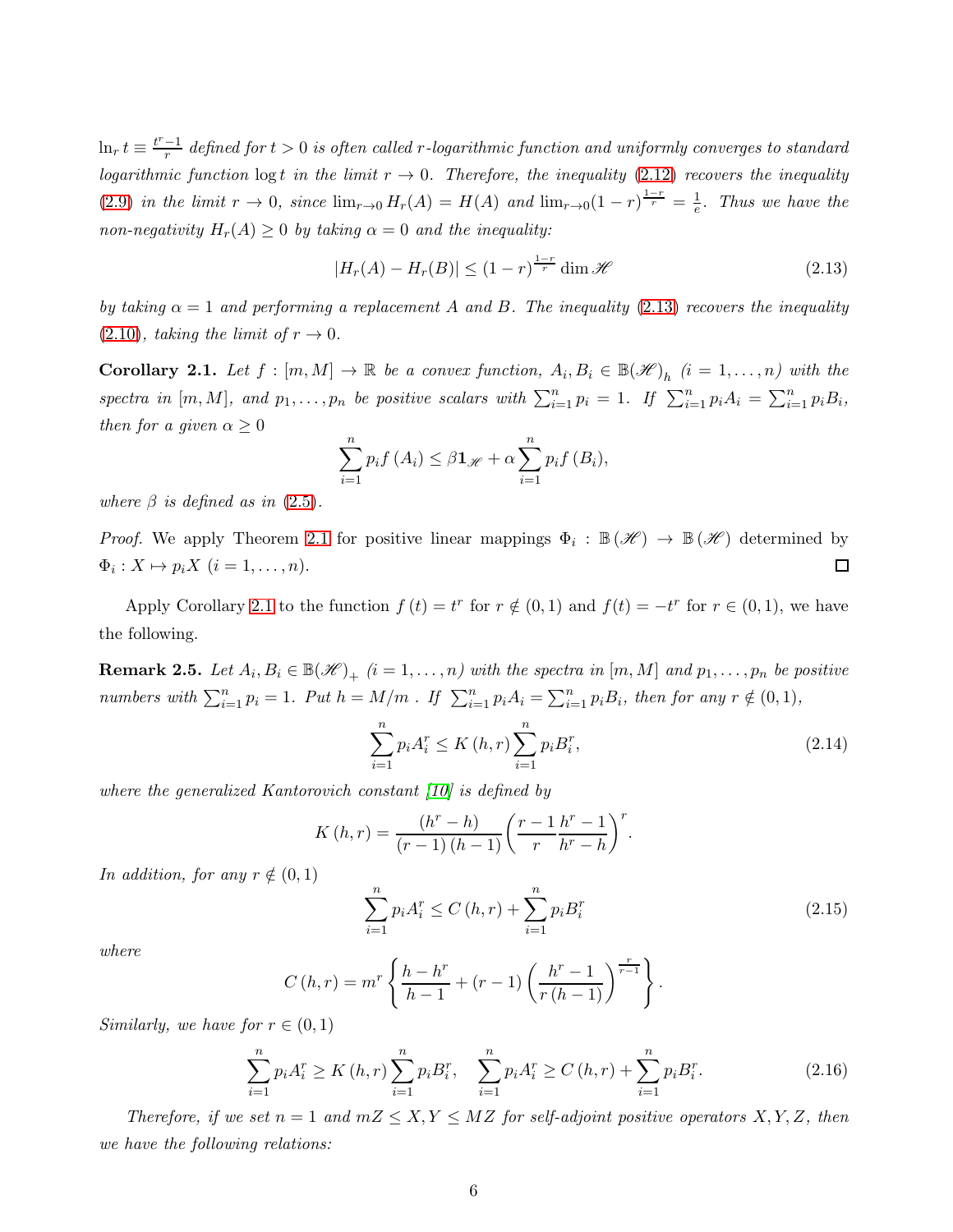*$\ln_r t \equiv \frac{t^r - 1}{r}$ defined for $t > 0$ is often called $r$-logarithmic function and uniformly converges to standard logarithmic function $\log t$ in the limit $r \to 0$. Therefore, the inequality (2.12) recovers the inequality (2.9) in the limit $r \to 0$, since $\lim_{r\to 0} H_r(A) = H(A)$ and $\lim_{r\to 0}(1-r)^{\frac{1-r}{r}} = \frac{1}{e}$. Thus we have the non-negativity $H_r(A) \geq 0$ by taking $\alpha = 0$ and the inequality:*

$$|H_r(A) - H_r(B)| \leq (1-r)^{\frac{1-r}{r}} \dim \mathscr{H} \tag{2.13}$$

*by taking $\alpha = 1$ and performing a replacement $A$ and $B$. The inequality (2.13) recovers the inequality (2.10), taking the limit of $r \to 0$.*

**Corollary 2.1.** *Let $f : [m, M] \to \mathbb{R}$ be a convex function, $A_i, B_i \in \mathbb{B}(\mathscr{H})_h$ $(i = 1, \ldots, n)$ with the spectra in $[m, M]$, and $p_1, \ldots, p_n$ be positive scalars with $\sum_{i=1}^n p_i = 1$. If $\sum_{i=1}^n p_i A_i = \sum_{i=1}^n p_i B_i$, then for a given $\alpha \geq 0$*

$$\sum_{i=1}^n p_i f(A_i) \leq \beta \mathbf{1}_{\mathscr{H}} + \alpha \sum_{i=1}^n p_i f(B_i),$$

*where $\beta$ is defined as in (2.5).*

*Proof.* We apply Theorem 2.1 for positive linear mappings $\Phi_i : \mathbb{B}(\mathscr{H}) \to \mathbb{B}(\mathscr{H})$ determined by $\Phi_i : X \mapsto p_i X$ $(i = 1, \ldots, n)$. ☐

Apply Corollary 2.1 to the function $f(t) = t^r$ for $r \notin (0,1)$ and $f(t) = -t^r$ for $r \in (0,1)$, we have the following.

**Remark 2.5.** *Let $A_i, B_i \in \mathbb{B}(\mathscr{H})_+$ $(i = 1, \ldots, n)$ with the spectra in $[m, M]$ and $p_1, \ldots, p_n$ be positive numbers with $\sum_{i=1}^n p_i = 1$. Put $h = M/m$ . If $\sum_{i=1}^n p_i A_i = \sum_{i=1}^n p_i B_i$, then for any $r \notin (0,1)$,*

$$\sum_{i=1}^n p_i A_i^r \leq K(h, r) \sum_{i=1}^n p_i B_i^r, \tag{2.14}$$

*where the generalized Kantorovich constant [10] is defined by*

$$K(h, r) = \frac{(h^r - h)}{(r-1)(h-1)} \left( \frac{r-1}{r} \frac{h^r - 1}{h^r - h} \right)^r.$$

*In addition, for any $r \notin (0,1)$*

$$\sum_{i=1}^n p_i A_i^r \leq C(h, r) + \sum_{i=1}^n p_i B_i^r \tag{2.15}$$

*where*

$$C(h, r) = m^r \left\{ \frac{h - h^r}{h - 1} + (r-1) \left( \frac{h^r - 1}{r(h-1)} \right)^{\frac{r}{r-1}} \right\}.$$

*Similarly, we have for $r \in (0,1)$*

$$\sum_{i=1}^n p_i A_i^r \geq K(h, r) \sum_{i=1}^n p_i B_i^r, \quad \sum_{i=1}^n p_i A_i^r \geq C(h, r) + \sum_{i=1}^n p_i B_i^r. \tag{2.16}$$

*Therefore, if we set $n = 1$ and $mZ \leq X, Y \leq MZ$ for self-adjoint positive operators $X, Y, Z$, then we have the following relations:*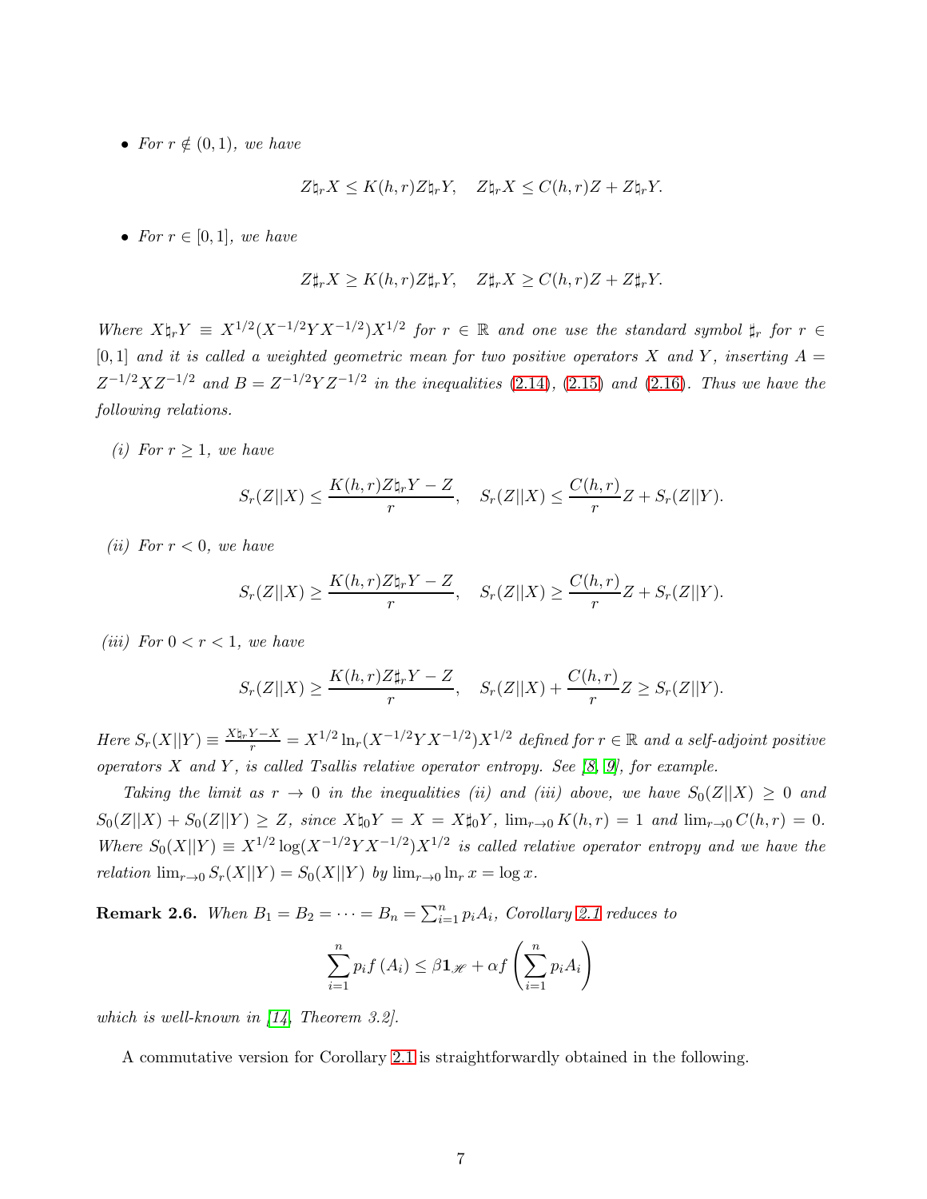- *For $r \notin (0,1)$, we have*

$$Z\natural_r X \le K(h,r) Z\natural_r Y, \quad Z\natural_r X \le C(h,r)Z + Z\natural_r Y.$$

- *For $r \in [0,1]$, we have*

$$Z\sharp_r X \ge K(h,r) Z\sharp_r Y, \quad Z\sharp_r X \ge C(h,r)Z + Z\sharp_r Y.$$

*Where $X\natural_r Y \equiv X^{1/2}(X^{-1/2}YX^{-1/2})X^{1/2}$ for $r \in \mathbb{R}$ and one use the standard symbol $\sharp_r$ for $r \in [0,1]$ and it is called a weighted geometric mean for two positive operators $X$ and $Y$, inserting $A = Z^{-1/2}XZ^{-1/2}$ and $B = Z^{-1/2}YZ^{-1/2}$ in the inequalities (2.14), (2.15) and (2.16). Thus we have the following relations.*

*(i) For $r \ge 1$, we have*

$$S_r(Z||X) \le \frac{K(h,r)Z\natural_r Y - Z}{r}, \quad S_r(Z||X) \le \frac{C(h,r)}{r}Z + S_r(Z||Y).$$

*(ii) For $r < 0$, we have*

$$S_r(Z||X) \ge \frac{K(h,r)Z\natural_r Y - Z}{r}, \quad S_r(Z||X) \ge \frac{C(h,r)}{r}Z + S_r(Z||Y).$$

*(iii) For $0 < r < 1$, we have*

$$S_r(Z||X) \ge \frac{K(h,r)Z\sharp_r Y - Z}{r}, \quad S_r(Z||X) + \frac{C(h,r)}{r}Z \ge S_r(Z||Y).$$

*Here $S_r(X||Y) \equiv \frac{X\natural_r Y - X}{r} = X^{1/2}\ln_r(X^{-1/2}YX^{-1/2})X^{1/2}$ defined for $r \in \mathbb{R}$ and a self-adjoint positive operators $X$ and $Y$, is called Tsallis relative operator entropy. See [8, 9], for example.*

*Taking the limit as $r \to 0$ in the inequalities (ii) and (iii) above, we have $S_0(Z||X) \ge 0$ and $S_0(Z||X) + S_0(Z||Y) \ge Z$, since $X\natural_0 Y = X = X\sharp_0 Y$, $\lim_{r\to 0} K(h,r) = 1$ and $\lim_{r\to 0} C(h,r) = 0$. Where $S_0(X||Y) \equiv X^{1/2}\log(X^{-1/2}YX^{-1/2})X^{1/2}$ is called relative operator entropy and we have the relation $\lim_{r\to 0} S_r(X||Y) = S_0(X||Y)$ by $\lim_{r\to 0}\ln_r x = \log x$.*

**Remark 2.6.** *When $B_1 = B_2 = \cdots = B_n = \sum_{i=1}^n p_i A_i$, Corollary 2.1 reduces to*

$$\sum_{i=1}^n p_i f(A_i) \le \beta \mathbf{1}_{\mathscr{H}} + \alpha f\left(\sum_{i=1}^n p_i A_i\right)$$

*which is well-known in [14, Theorem 3.2].*

A commutative version for Corollary 2.1 is straightforwardly obtained in the following.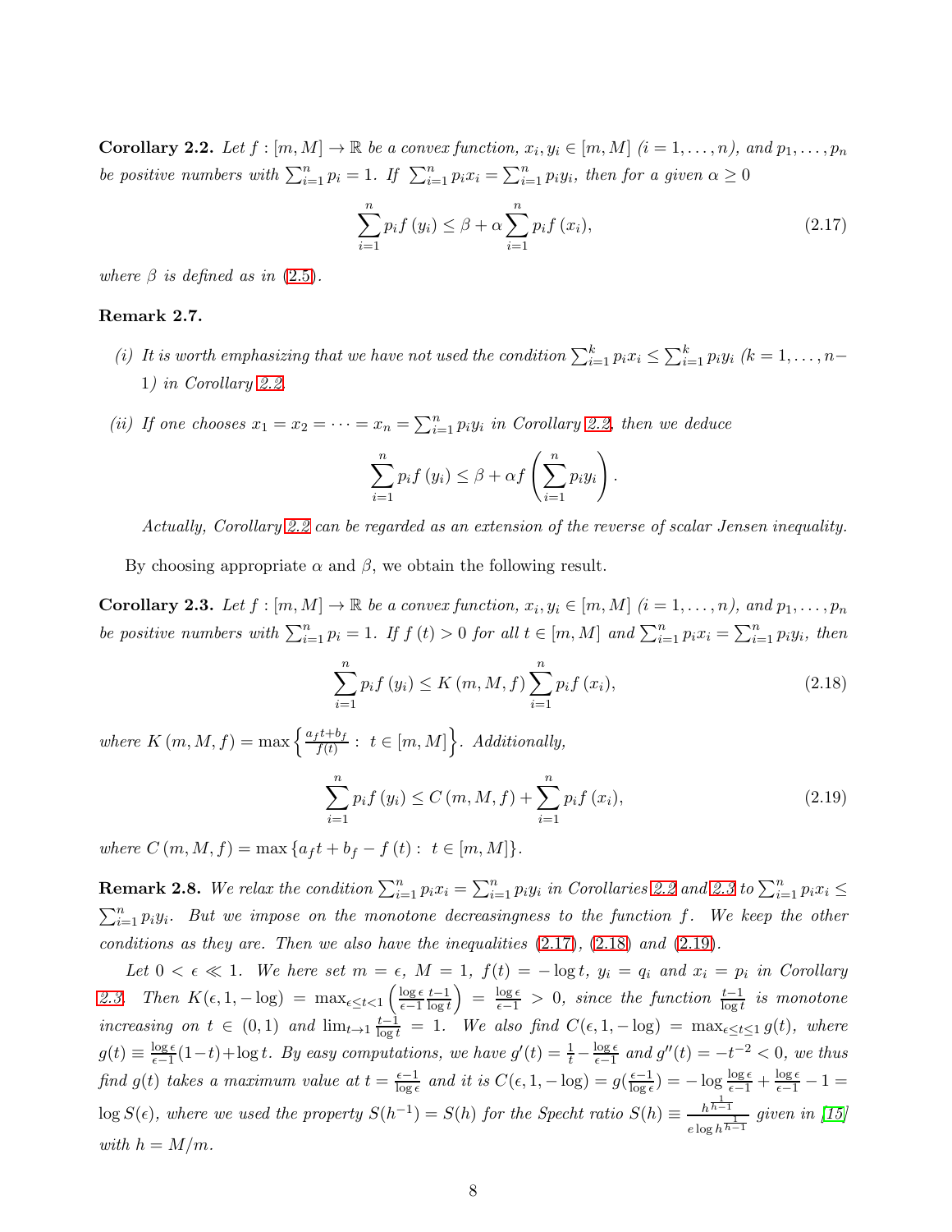**Corollary 2.2.** *Let $f : [m, M] \to \mathbb{R}$ be a convex function, $x_i, y_i \in [m, M]$ $(i = 1, \dots, n)$, and $p_1, \dots, p_n$ be positive numbers with $\sum_{i=1}^{n} p_i = 1$. If $\sum_{i=1}^{n} p_i x_i = \sum_{i=1}^{n} p_i y_i$, then for a given $\alpha \geq 0$*

$$\sum_{i=1}^{n} p_i f(y_i) \leq \beta + \alpha \sum_{i=1}^{n} p_i f(x_i), \tag{2.17}$$

*where $\beta$ is defined as in (2.5).*

**Remark 2.7.**

(i) *It is worth emphasizing that we have not used the condition $\sum_{i=1}^{k} p_i x_i \leq \sum_{i=1}^{k} p_i y_i$ $(k = 1, \dots, n-1)$ in Corollary 2.2.*

(ii) *If one chooses $x_1 = x_2 = \dots = x_n = \sum_{i=1}^{n} p_i y_i$ in Corollary 2.2, then we deduce*

$$\sum_{i=1}^{n} p_i f(y_i) \leq \beta + \alpha f\left(\sum_{i=1}^{n} p_i y_i\right).$$

*Actually, Corollary 2.2 can be regarded as an extension of the reverse of scalar Jensen inequality.*

By choosing appropriate $\alpha$ and $\beta$, we obtain the following result.

**Corollary 2.3.** *Let $f : [m, M] \to \mathbb{R}$ be a convex function, $x_i, y_i \in [m, M]$ $(i = 1, \dots, n)$, and $p_1, \dots, p_n$ be positive numbers with $\sum_{i=1}^{n} p_i = 1$. If $f(t) > 0$ for all $t \in [m, M]$ and $\sum_{i=1}^{n} p_i x_i = \sum_{i=1}^{n} p_i y_i$, then*

$$\sum_{i=1}^{n} p_i f(y_i) \leq K(m, M, f) \sum_{i=1}^{n} p_i f(x_i), \tag{2.18}$$

*where $K(m, M, f) = \max\left\{\frac{a_f t + b_f}{f(t)} : \ t \in [m, M]\right\}$. Additionally,*

$$\sum_{i=1}^{n} p_i f(y_i) \leq C(m, M, f) + \sum_{i=1}^{n} p_i f(x_i), \tag{2.19}$$

*where $C(m, M, f) = \max\{a_f t + b_f - f(t) : \ t \in [m, M]\}$.*

**Remark 2.8.** *We relax the condition $\sum_{i=1}^{n} p_i x_i = \sum_{i=1}^{n} p_i y_i$ in Corollaries 2.2 and 2.3 to $\sum_{i=1}^{n} p_i x_i \leq \sum_{i=1}^{n} p_i y_i$. But we impose on the monotone decreasingness to the function $f$. We keep the other conditions as they are. Then we also have the inequalities (2.17), (2.18) and (2.19).*

Let $0 < \epsilon \ll 1$. We here set $m = \epsilon$, $M = 1$, $f(t) = -\log t$, $y_i = q_i$ and $x_i = p_i$ in Corollary 2.3. Then $K(\epsilon, 1, -\log) = \max_{\epsilon \leq t < 1}\left(\frac{\log \epsilon}{\epsilon - 1} \frac{t-1}{\log t}\right) = \frac{\log \epsilon}{\epsilon - 1} > 0$, since the function $\frac{t-1}{\log t}$ is monotone increasing on $t \in (0, 1)$ and $\lim_{t \to 1} \frac{t-1}{\log t} = 1$. We also find $C(\epsilon, 1, -\log) = \max_{\epsilon \leq t \leq 1} g(t)$, where $g(t) \equiv \frac{\log \epsilon}{\epsilon - 1}(1-t) + \log t$. By easy computations, we have $g'(t) = \frac{1}{t} - \frac{\log \epsilon}{\epsilon - 1}$ and $g''(t) = -t^{-2} < 0$, we thus find $g(t)$ takes a maximum value at $t = \frac{\epsilon - 1}{\log \epsilon}$ and it is $C(\epsilon, 1, -\log) = g(\frac{\epsilon - 1}{\log \epsilon}) = -\log \frac{\log \epsilon}{\epsilon - 1} + \frac{\log \epsilon}{\epsilon - 1} - 1 = \log S(\epsilon)$, where we used the property $S(h^{-1}) = S(h)$ for the Specht ratio $S(h) \equiv \frac{h^{\frac{1}{h-1}}}{e \log h^{\frac{1}{h-1}}}$ given in [15] with $h = M/m$.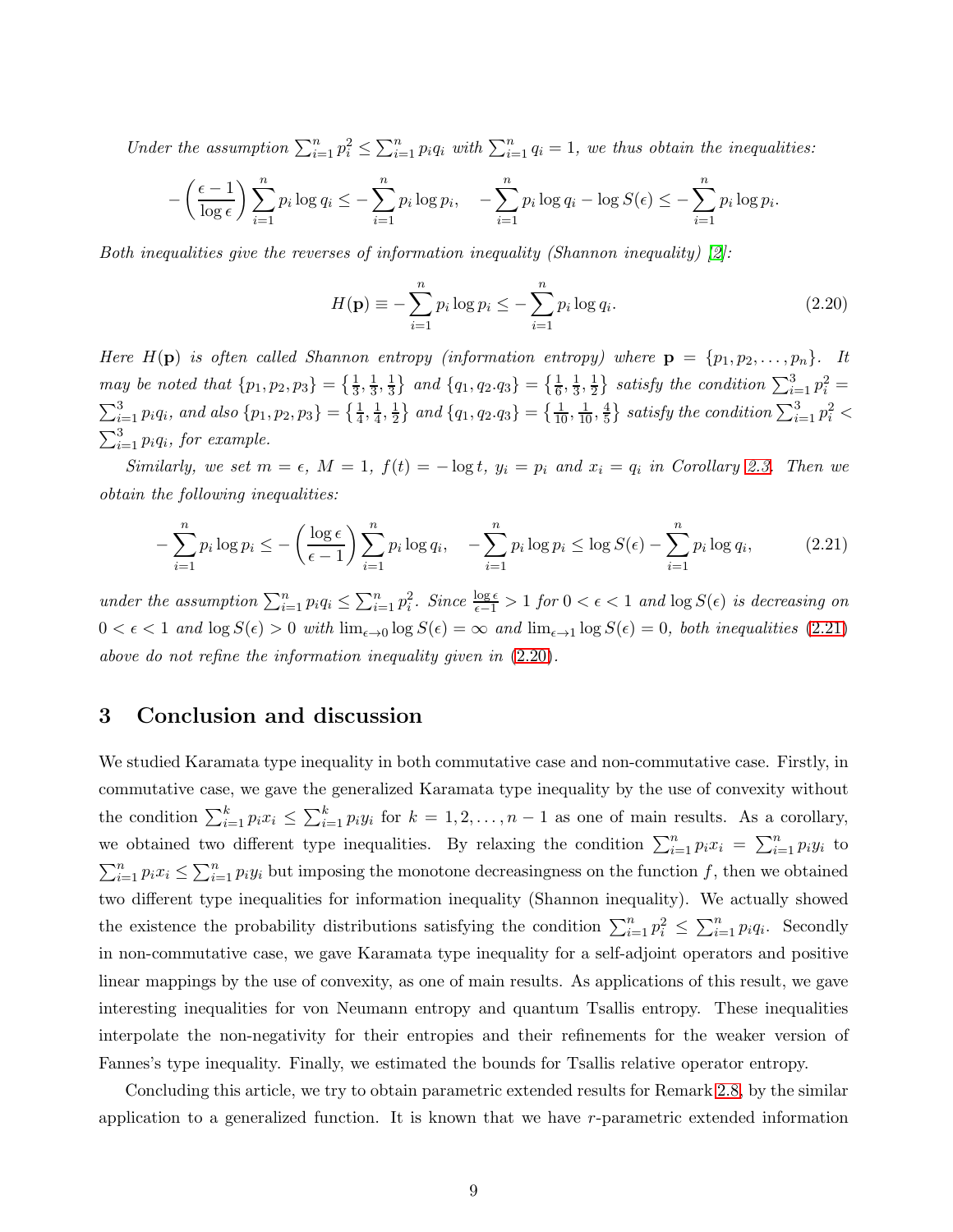*Under the assumption* $\sum_{i=1}^n p_i^2 \leq \sum_{i=1}^n p_i q_i$ *with* $\sum_{i=1}^n q_i = 1$*, we thus obtain the inequalities:*

$$-\left(\frac{\epsilon-1}{\log \epsilon}\right)\sum_{i=1}^n p_i \log q_i \leq -\sum_{i=1}^n p_i \log p_i, \quad -\sum_{i=1}^n p_i \log q_i - \log S(\epsilon) \leq -\sum_{i=1}^n p_i \log p_i.$$

*Both inequalities give the reverses of information inequality (Shannon inequality) [2]:*

$$H(\mathbf{p}) \equiv -\sum_{i=1}^n p_i \log p_i \leq -\sum_{i=1}^n p_i \log q_i. \tag{2.20}$$

*Here* $H(\mathbf{p})$ *is often called Shannon entropy (information entropy) where* $\mathbf{p} = \{p_1, p_2, \ldots, p_n\}$*. It may be noted that* $\{p_1, p_2, p_3\} = \left\{\frac{1}{3}, \frac{1}{3}, \frac{1}{3}\right\}$ *and* $\{q_1, q_2.q_3\} = \left\{\frac{1}{6}, \frac{1}{3}, \frac{1}{2}\right\}$ *satisfy the condition* $\sum_{i=1}^3 p_i^2 = \sum_{i=1}^3 p_i q_i$*, and also* $\{p_1, p_2, p_3\} = \left\{\frac{1}{4}, \frac{1}{4}, \frac{1}{2}\right\}$ *and* $\{q_1, q_2.q_3\} = \left\{\frac{1}{10}, \frac{1}{10}, \frac{4}{5}\right\}$ *satisfy the condition* $\sum_{i=1}^3 p_i^2 < \sum_{i=1}^3 p_i q_i$*, for example.*

*Similarly, we set* $m = \epsilon$*,* $M = 1$*,* $f(t) = -\log t$*,* $y_i = p_i$ *and* $x_i = q_i$ *in Corollary 2.3. Then we obtain the following inequalities:*

$$-\sum_{i=1}^n p_i \log p_i \leq -\left(\frac{\log \epsilon}{\epsilon - 1}\right)\sum_{i=1}^n p_i \log q_i, \quad -\sum_{i=1}^n p_i \log p_i \leq \log S(\epsilon) - \sum_{i=1}^n p_i \log q_i, \tag{2.21}$$

*under the assumption* $\sum_{i=1}^n p_i q_i \leq \sum_{i=1}^n p_i^2$*. Since* $\frac{\log \epsilon}{\epsilon - 1} > 1$ *for* $0 < \epsilon < 1$ *and* $\log S(\epsilon)$ *is decreasing on* $0 < \epsilon < 1$ *and* $\log S(\epsilon) > 0$ *with* $\lim_{\epsilon \to 0} \log S(\epsilon) = \infty$ *and* $\lim_{\epsilon \to 1} \log S(\epsilon) = 0$*, both inequalities (2.21) above do not refine the information inequality given in (2.20).*

## 3 Conclusion and discussion

We studied Karamata type inequality in both commutative case and non-commutative case. Firstly, in commutative case, we gave the generalized Karamata type inequality by the use of convexity without the condition $\sum_{i=1}^k p_i x_i \leq \sum_{i=1}^k p_i y_i$ for $k = 1, 2, \ldots, n-1$ as one of main results. As a corollary, we obtained two different type inequalities. By relaxing the condition $\sum_{i=1}^n p_i x_i = \sum_{i=1}^n p_i y_i$ to $\sum_{i=1}^n p_i x_i \leq \sum_{i=1}^n p_i y_i$ but imposing the monotone decreasingness on the function $f$, then we obtained two different type inequalities for information inequality (Shannon inequality). We actually showed the existence the probability distributions satisfying the condition $\sum_{i=1}^n p_i^2 \leq \sum_{i=1}^n p_i q_i$. Secondly in non-commutative case, we gave Karamata type inequality for a self-adjoint operators and positive linear mappings by the use of convexity, as one of main results. As applications of this result, we gave interesting inequalities for von Neumann entropy and quantum Tsallis entropy. These inequalities interpolate the non-negativity for their entropies and their refinements for the weaker version of Fannes's type inequality. Finally, we estimated the bounds for Tsallis relative operator entropy.

Concluding this article, we try to obtain parametric extended results for Remark 2.8, by the similar application to a generalized function. It is known that we have $r$-parametric extended information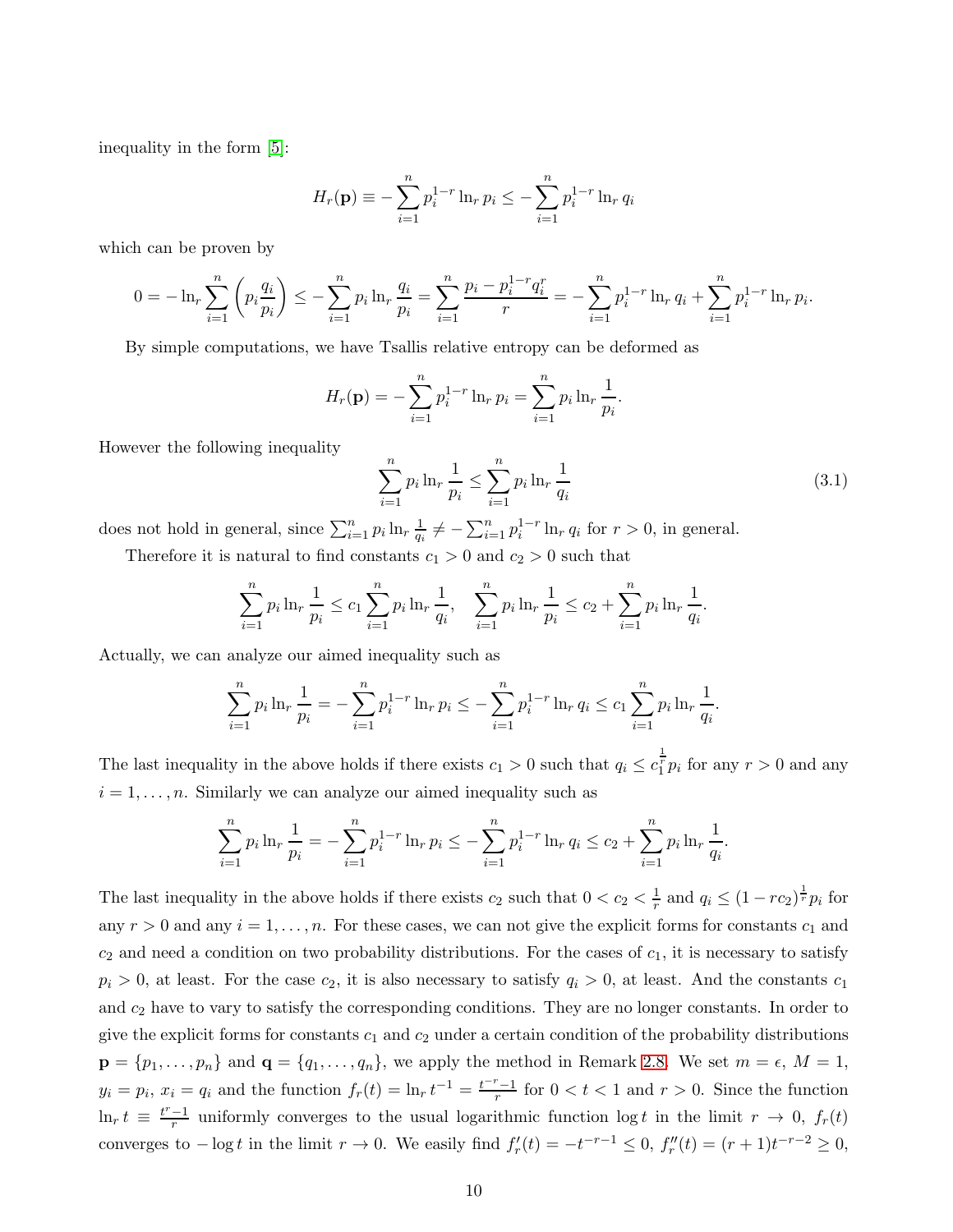inequality in the form [5]:

$$H_r(\mathbf{p}) \equiv -\sum_{i=1}^{n} p_i^{1-r} \ln_r p_i \le -\sum_{i=1}^{n} p_i^{1-r} \ln_r q_i$$

which can be proven by

$$0 = -\ln_r \sum_{i=1}^{n} \left( p_i \frac{q_i}{p_i} \right) \le -\sum_{i=1}^{n} p_i \ln_r \frac{q_i}{p_i} = \sum_{i=1}^{n} \frac{p_i - p_i^{1-r} q_i^r}{r} = -\sum_{i=1}^{n} p_i^{1-r} \ln_r q_i + \sum_{i=1}^{n} p_i^{1-r} \ln_r p_i.$$

By simple computations, we have Tsallis relative entropy can be deformed as

$$H_r(\mathbf{p}) = -\sum_{i=1}^{n} p_i^{1-r} \ln_r p_i = \sum_{i=1}^{n} p_i \ln_r \frac{1}{p_i}.$$

However the following inequality

$$\sum_{i=1}^{n} p_i \ln_r \frac{1}{p_i} \le \sum_{i=1}^{n} p_i \ln_r \frac{1}{q_i} \tag{3.1}$$

does not hold in general, since $\sum_{i=1}^{n} p_i \ln_r \frac{1}{q_i} \ne -\sum_{i=1}^{n} p_i^{1-r} \ln_r q_i$ for $r > 0$, in general.

Therefore it is natural to find constants $c_1 > 0$ and $c_2 > 0$ such that

$$\sum_{i=1}^{n} p_i \ln_r \frac{1}{p_i} \le c_1 \sum_{i=1}^{n} p_i \ln_r \frac{1}{q_i}, \quad \sum_{i=1}^{n} p_i \ln_r \frac{1}{p_i} \le c_2 + \sum_{i=1}^{n} p_i \ln_r \frac{1}{q_i}.$$

Actually, we can analyze our aimed inequality such as

$$\sum_{i=1}^{n} p_i \ln_r \frac{1}{p_i} = -\sum_{i=1}^{n} p_i^{1-r} \ln_r p_i \le -\sum_{i=1}^{n} p_i^{1-r} \ln_r q_i \le c_1 \sum_{i=1}^{n} p_i \ln_r \frac{1}{q_i}.$$

The last inequality in the above holds if there exists $c_1 > 0$ such that $q_i \le c_1^{\frac{1}{r}} p_i$ for any $r > 0$ and any $i = 1, \ldots, n$. Similarly we can analyze our aimed inequality such as

$$\sum_{i=1}^{n} p_i \ln_r \frac{1}{p_i} = -\sum_{i=1}^{n} p_i^{1-r} \ln_r p_i \le -\sum_{i=1}^{n} p_i^{1-r} \ln_r q_i \le c_2 + \sum_{i=1}^{n} p_i \ln_r \frac{1}{q_i}.$$

The last inequality in the above holds if there exists $c_2$ such that $0 < c_2 < \frac{1}{r}$ and $q_i \le (1 - rc_2)^{\frac{1}{r}} p_i$ for any $r > 0$ and any $i = 1, \ldots, n$. For these cases, we can not give the explicit forms for constants $c_1$ and $c_2$ and need a condition on two probability distributions. For the cases of $c_1$, it is necessary to satisfy $p_i > 0$, at least. For the case $c_2$, it is also necessary to satisfy $q_i > 0$, at least. And the constants $c_1$ and $c_2$ have to vary to satisfy the corresponding conditions. They are no longer constants. In order to give the explicit forms for constants $c_1$ and $c_2$ under a certain condition of the probability distributions $\mathbf{p} = \{p_1, \ldots, p_n\}$ and $\mathbf{q} = \{q_1, \ldots, q_n\}$, we apply the method in Remark 2.8. We set $m = \epsilon$, $M = 1$, $y_i = p_i$, $x_i = q_i$ and the function $f_r(t) = \ln_r t^{-1} = \frac{t^{-r} - 1}{r}$ for $0 < t < 1$ and $r > 0$. Since the function $\ln_r t \equiv \frac{t^r - 1}{r}$ uniformly converges to the usual logarithmic function $\log t$ in the limit $r \to 0$, $f_r(t)$ converges to $-\log t$ in the limit $r \to 0$. We easily find $f_r'(t) = -t^{-r-1} \le 0$, $f_r''(t) = (r+1)t^{-r-2} \ge 0$,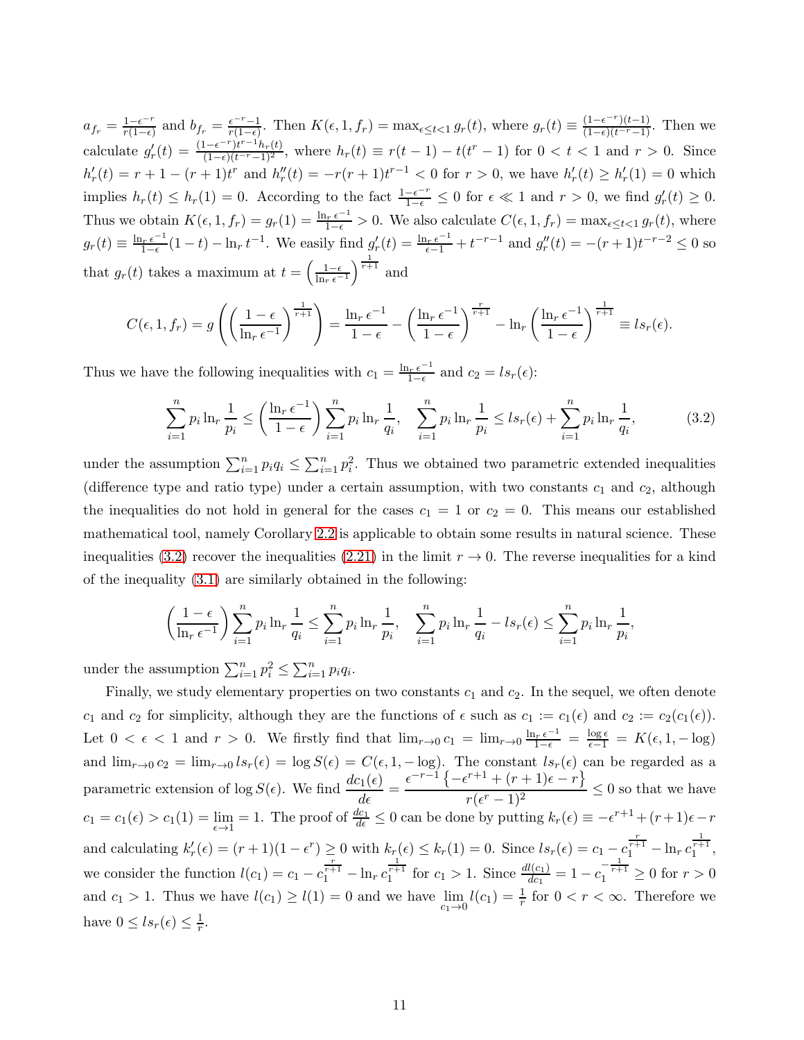$a_{f_r} = \frac{1-\epsilon^{-r}}{r(1-\epsilon)}$ and $b_{f_r} = \frac{\epsilon^{-r}-1}{r(1-\epsilon)}$. Then $K(\epsilon, 1, f_r) = \max_{\epsilon \leq t < 1} g_r(t)$, where $g_r(t) \equiv \frac{(1-\epsilon^{-r})(t-1)}{(1-\epsilon)(t^{-r}-1)}$. Then we calculate $g_r'(t) = \frac{(1-\epsilon^{-r})t^{r-1}h_r(t)}{(1-\epsilon)(t^{-r}-1)^2}$, where $h_r(t) \equiv r(t-1) - t(t^r - 1)$ for $0 < t < 1$ and $r > 0$. Since $h_r'(t) = r + 1 - (r+1)t^r$ and $h_r''(t) = -r(r+1)t^{r-1} < 0$ for $r > 0$, we have $h_r'(t) \geq h_r'(1) = 0$ which implies $h_r(t) \leq h_r(1) = 0$. According to the fact $\frac{1-\epsilon^{-r}}{1-\epsilon} \leq 0$ for $\epsilon \ll 1$ and $r > 0$, we find $g_r'(t) \geq 0$. Thus we obtain $K(\epsilon, 1, f_r) = g_r(1) = \frac{\ln_r \epsilon^{-1}}{1-\epsilon} > 0$. We also calculate $C(\epsilon, 1, f_r) = \max_{\epsilon \leq t < 1} g_r(t)$, where $g_r(t) \equiv \frac{\ln_r \epsilon^{-1}}{1-\epsilon}(1-t) - \ln_r t^{-1}$. We easily find $g_r'(t) = \frac{\ln_r \epsilon^{-1}}{\epsilon - 1} + t^{-r-1}$ and $g_r''(t) = -(r+1)t^{-r-2} \leq 0$ so that $g_r(t)$ takes a maximum at $t = \left(\frac{1-\epsilon}{\ln_r \epsilon^{-1}}\right)^{\frac{1}{r+1}}$ and

$$C(\epsilon, 1, f_r) = g\left(\left(\frac{1-\epsilon}{\ln_r \epsilon^{-1}}\right)^{\frac{1}{r+1}}\right) = \frac{\ln_r \epsilon^{-1}}{1-\epsilon} - \left(\frac{\ln_r \epsilon^{-1}}{1-\epsilon}\right)^{\frac{r}{r+1}} - \ln_r \left(\frac{\ln_r \epsilon^{-1}}{1-\epsilon}\right)^{\frac{1}{r+1}} \equiv ls_r(\epsilon).$$

Thus we have the following inequalities with $c_1 = \frac{\ln_r \epsilon^{-1}}{1-\epsilon}$ and $c_2 = ls_r(\epsilon)$:

$$\sum_{i=1}^n p_i \ln_r \frac{1}{p_i} \leq \left(\frac{\ln_r \epsilon^{-1}}{1-\epsilon}\right) \sum_{i=1}^n p_i \ln_r \frac{1}{q_i}, \quad \sum_{i=1}^n p_i \ln_r \frac{1}{p_i} \leq ls_r(\epsilon) + \sum_{i=1}^n p_i \ln_r \frac{1}{q_i}, \tag{3.2}$$

under the assumption $\sum_{i=1}^n p_i q_i \leq \sum_{i=1}^n p_i^2$. Thus we obtained two parametric extended inequalities (difference type and ratio type) under a certain assumption, with two constants $c_1$ and $c_2$, although the inequalities do not hold in general for the cases $c_1 = 1$ or $c_2 = 0$. This means our established mathematical tool, namely Corollary 2.2 is applicable to obtain some results in natural science. These inequalities (3.2) recover the inequalities (2.21) in the limit $r \to 0$. The reverse inequalities for a kind of the inequality (3.1) are similarly obtained in the following:

$$\left(\frac{1-\epsilon}{\ln_r \epsilon^{-1}}\right) \sum_{i=1}^n p_i \ln_r \frac{1}{q_i} \leq \sum_{i=1}^n p_i \ln_r \frac{1}{p_i}, \quad \sum_{i=1}^n p_i \ln_r \frac{1}{q_i} - ls_r(\epsilon) \leq \sum_{i=1}^n p_i \ln_r \frac{1}{p_i},$$

under the assumption $\sum_{i=1}^n p_i^2 \leq \sum_{i=1}^n p_i q_i$.

Finally, we study elementary properties on two constants $c_1$ and $c_2$. In the sequel, we often denote $c_1$ and $c_2$ for simplicity, although they are the functions of $\epsilon$ such as $c_1 := c_1(\epsilon)$ and $c_2 := c_2(c_1(\epsilon))$. Let $0 < \epsilon < 1$ and $r > 0$. We firstly find that $\lim_{r \to 0} c_1 = \lim_{r \to 0} \frac{\ln_r \epsilon^{-1}}{1-\epsilon} = \frac{\log \epsilon}{\epsilon - 1} = K(\epsilon, 1, -\log)$ and $\lim_{r \to 0} c_2 = \lim_{r \to 0} ls_r(\epsilon) = \log S(\epsilon) = C(\epsilon, 1, -\log)$. The constant $ls_r(\epsilon)$ can be regarded as a parametric extension of $\log S(\epsilon)$. We find $\frac{dc_1(\epsilon)}{d\epsilon} = \frac{\epsilon^{-r-1}\left\{-\epsilon^{r+1} + (r+1)\epsilon - r\right\}}{r(\epsilon^r - 1)^2} \leq 0$ so that we have $c_1 = c_1(\epsilon) > c_1(1) = \lim_{\epsilon \to 1} = 1$. The proof of $\frac{dc_1}{d\epsilon} \leq 0$ can be done by putting $k_r(\epsilon) \equiv -\epsilon^{r+1} + (r+1)\epsilon - r$ and calculating $k_r'(\epsilon) = (r+1)(1-\epsilon^r) \geq 0$ with $k_r(\epsilon) \leq k_r(1) = 0$. Since $ls_r(\epsilon) = c_1 - c_1^{\frac{r}{r+1}} - \ln_r c_1^{\frac{1}{r+1}}$, we consider the function $l(c_1) = c_1 - c_1^{\frac{r}{r+1}} - \ln_r c_1^{\frac{1}{r+1}}$ for $c_1 > 1$. Since $\frac{dl(c_1)}{dc_1} = 1 - c_1^{-\frac{1}{r+1}} \geq 0$ for $r > 0$ and $c_1 > 1$. Thus we have $l(c_1) \geq l(1) = 0$ and we have $\lim_{c_1 \to 0} l(c_1) = \frac{1}{r}$ for $0 < r < \infty$. Therefore we have $0 \leq ls_r(\epsilon) \leq \frac{1}{r}$.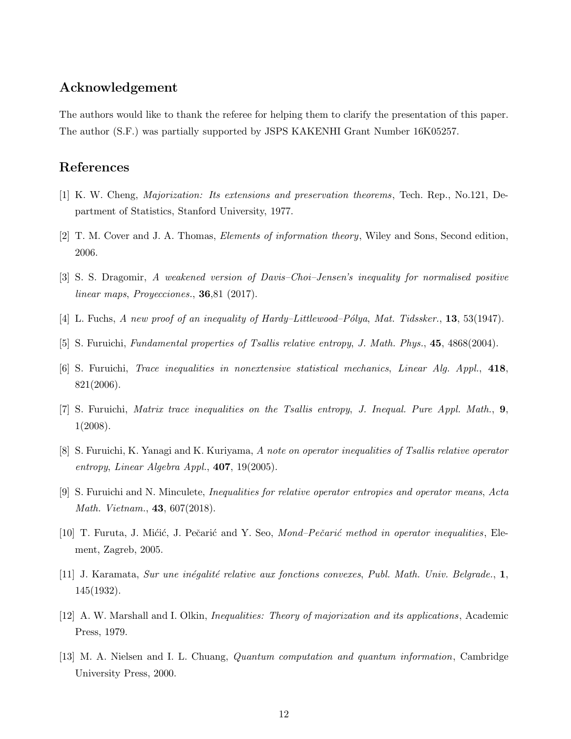## Acknowledgement

The authors would like to thank the referee for helping them to clarify the presentation of this paper. The author (S.F.) was partially supported by JSPS KAKENHI Grant Number 16K05257.

## References

[1] K. W. Cheng, *Majorization: Its extensions and preservation theorems*, Tech. Rep., No.121, Department of Statistics, Stanford University, 1977.

[2] T. M. Cover and J. A. Thomas, *Elements of information theory*, Wiley and Sons, Second edition, 2006.

[3] S. S. Dragomir, *A weakened version of Davis–Choi–Jensen's inequality for normalised positive linear maps*, *Proyecciones.*, **36**,81 (2017).

[4] L. Fuchs, *A new proof of an inequality of Hardy–Littlewood–Pólya*, *Mat. Tidssker.*, **13**, 53(1947).

[5] S. Furuichi, *Fundamental properties of Tsallis relative entropy*, *J. Math. Phys.*, **45**, 4868(2004).

[6] S. Furuichi, *Trace inequalities in nonextensive statistical mechanics*, *Linear Alg. Appl.*, **418**, 821(2006).

[7] S. Furuichi, *Matrix trace inequalities on the Tsallis entropy*, *J. Inequal. Pure Appl. Math.*, **9**, 1(2008).

[8] S. Furuichi, K. Yanagi and K. Kuriyama, *A note on operator inequalities of Tsallis relative operator entropy*, *Linear Algebra Appl.*, **407**, 19(2005).

[9] S. Furuichi and N. Minculete, *Inequalities for relative operator entropies and operator means*, *Acta Math. Vietnam.*, **43**, 607(2018).

[10] T. Furuta, J. Mićić, J. Pečarić and Y. Seo, *Mond–Pečarić method in operator inequalities*, Element, Zagreb, 2005.

[11] J. Karamata, *Sur une inégalité relative aux fonctions convexes*, *Publ. Math. Univ. Belgrade.*, **1**, 145(1932).

[12] A. W. Marshall and I. Olkin, *Inequalities: Theory of majorization and its applications*, Academic Press, 1979.

[13] M. A. Nielsen and I. L. Chuang, *Quantum computation and quantum information*, Cambridge University Press, 2000.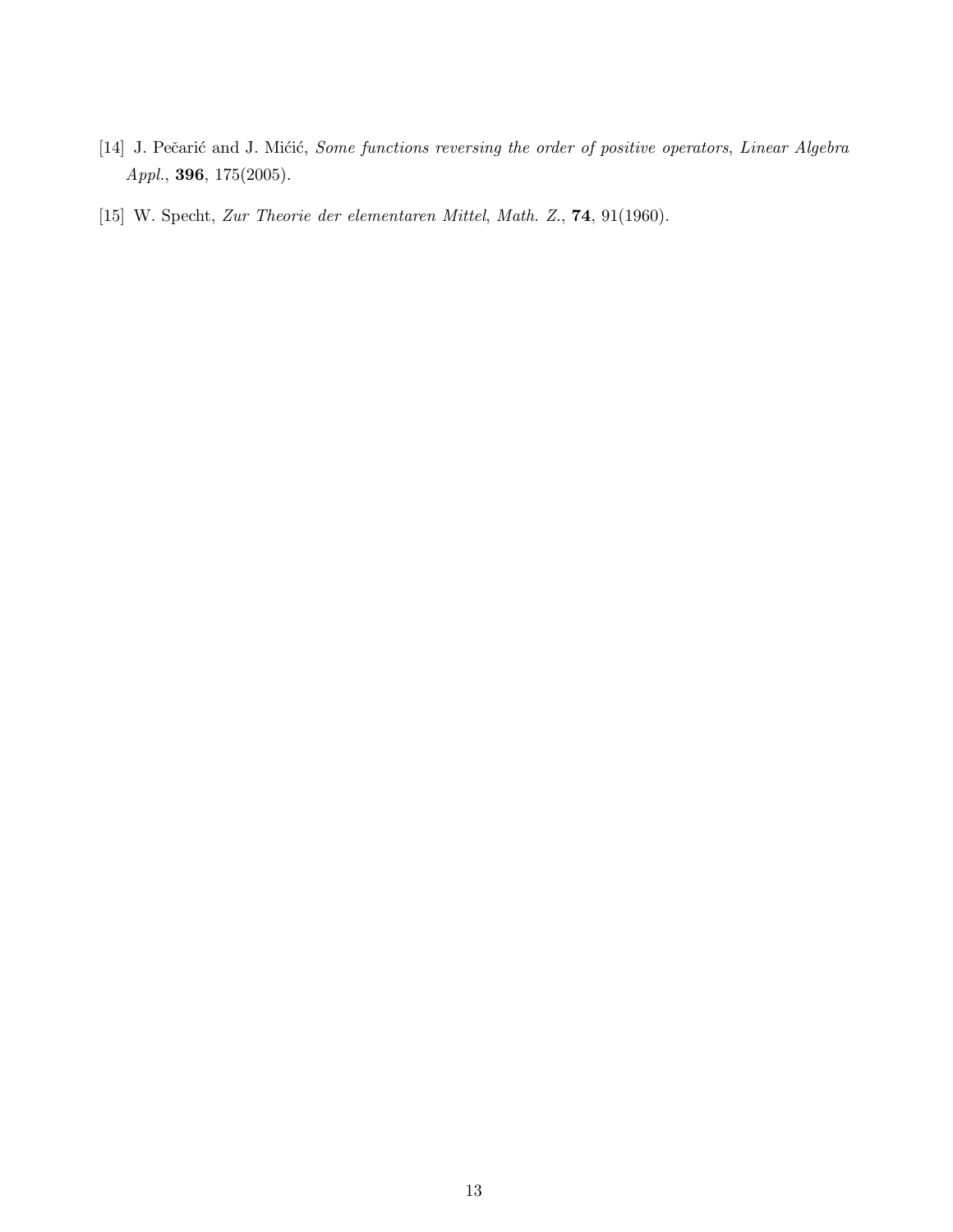[14] J. Pečarić and J. Mićić, *Some functions reversing the order of positive operators*, *Linear Algebra Appl.*, **396**, 175(2005).

[15] W. Specht, *Zur Theorie der elementaren Mittel*, *Math. Z.*, **74**, 91(1960).